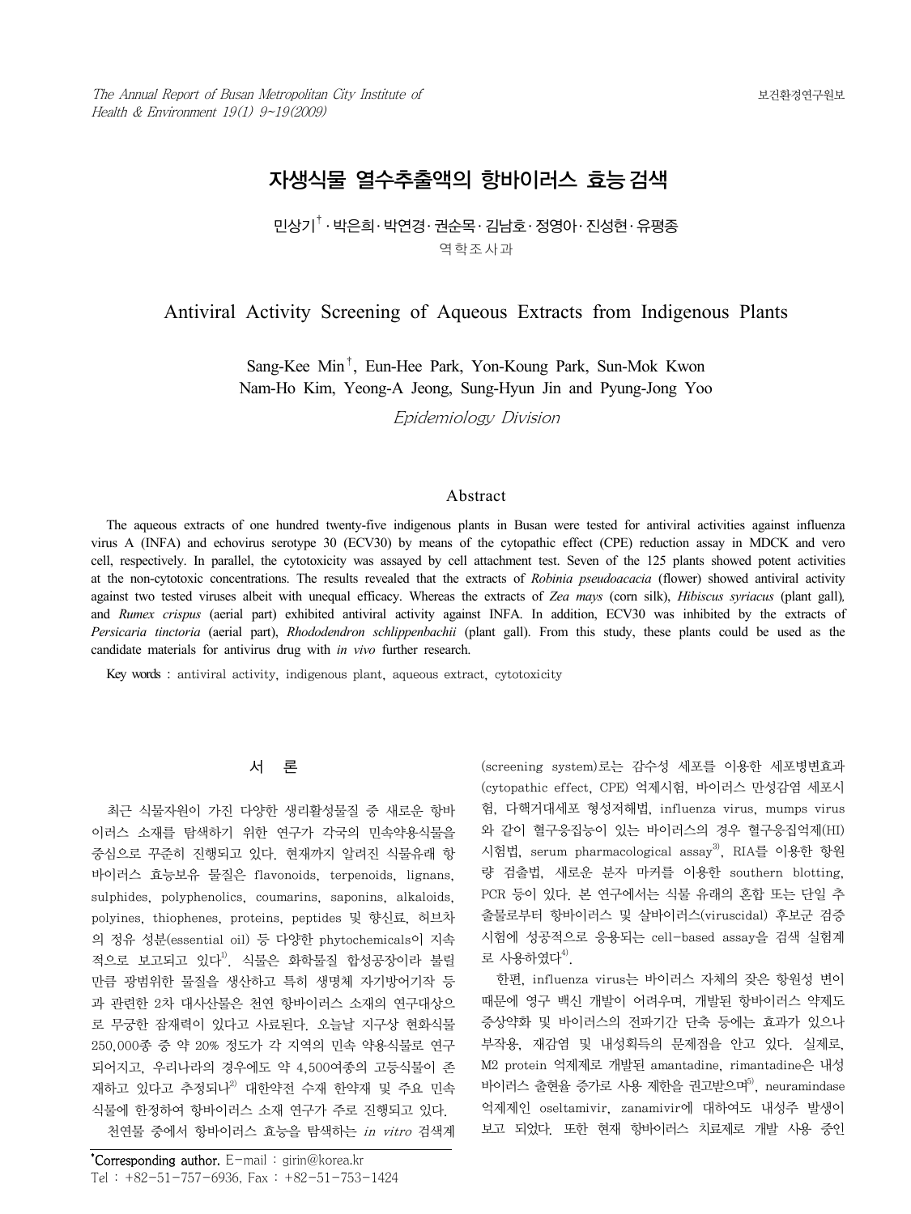# 자생식물 열수추출액의 항바이러스 효능 검색

민상기† · 박은희 · 박연경 · 권순목 · 김남호 · 정영아 · 진성현 · 유평종

역학조사과

# Antiviral Activity Screening of Aqueous Extracts from Indigenous Plants

Sang-Kee Min†, Eun-Hee Park, Yon-Koung Park, Sun-Mok Kwon
Nam-Ho Kim, Yeong-A Jeong, Sung-Hyun Jin and Pyung-Jong Yoo

*Epidemiology Division*

## Abstract

The aqueous extracts of one hundred twenty-five indigenous plants in Busan were tested for antiviral activities against influenza virus A (INFA) and echovirus serotype 30 (ECV30) by means of the cytopathic effect (CPE) reduction assay in MDCK and vero cell, respectively. In parallel, the cytotoxicity was assayed by cell attachment test. Seven of the 125 plants showed potent activities at the non-cytotoxic concentrations. The results revealed that the extracts of *Robinia pseudoacacia* (flower) showed antiviral activity against two tested viruses albeit with unequal efficacy. Whereas the extracts of *Zea mays* (corn silk), *Hibiscus syriacus* (plant gall), and *Rumex crispus* (aerial part) exhibited antiviral activity against INFA. In addition, ECV30 was inhibited by the extracts of *Persicaria tinctoria* (aerial part), *Rhododendron schlippenbachii* (plant gall). From this study, these plants could be used as the candidate materials for antivirus drug with *in vivo* further research.

**Key words** : antiviral activity, indigenous plant, aqueous extract, cytotoxicity

## 서　론

최근 식물자원이 가진 다양한 생리활성물질 중 새로운 항바이러스 소재를 탐색하기 위한 연구가 각국의 민속약용식물을 중심으로 꾸준히 진행되고 있다. 현재까지 알려진 식물유래 항바이러스 효능보유 물질은 flavonoids, terpenoids, lignans, sulphides, polyphenolics, coumarins, saponins, alkaloids, polyines, thiophenes, proteins, peptides 및 향신료, 허브차의 정유 성분(essential oil) 등 다양한 phytochemicals이 지속적으로 보고되고 있다[1]. 식물은 화학물질 합성공장이라 불릴 만큼 광범위한 물질을 생산하고 특히 생명체 자기방어기작 등과 관련한 2차 대사산물은 천연 항바이러스 소재의 연구대상으로 무궁한 잠재력이 있다고 사료된다. 오늘날 지구상 현화식물 250,000종 중 약 20% 정도가 각 지역의 민속 약용식물로 연구되어지고, 우리나라의 경우에도 약 4,500여종의 고등식물이 존재하고 있다고 추정되나[2] 대한약전 수재 한약재 및 주요 민속식물에 한정하여 항바이러스 소재 연구가 주로 진행되고 있다.

천연물 중에서 항바이러스 효능을 탐색하는 *in vitro* 검색계(screening system)로는 감수성 세포를 이용한 세포병변효과(cytopathic effect, CPE) 억제시험, 바이러스 만성감염 세포시험, 다핵거대세포 형성저해법, influenza virus, mumps virus와 같이 혈구응집능이 있는 바이러스의 경우 혈구응집억제(HI) 시험법, serum pharmacological assay[3], RIA를 이용한 항원량 검출법, 새로운 분자 마커를 이용한 southern blotting, PCR 등이 있다. 본 연구에서는 식물 유래의 혼합 또는 단일 추출물로부터 항바이러스 및 살바이러스(viruscidal) 후보군 검증시험에 성공적으로 응용되는 cell-based assay을 검색 실험계로 사용하였다[4].

한편, influenza virus는 바이러스 자체의 잦은 항원성 변이 때문에 영구 백신 개발이 어려우며, 개발된 항바이러스 약제도 증상약화 및 바이러스의 전파기간 단축 등에는 효과가 있으나 부작용, 재감염 및 내성획득의 문제점을 안고 있다. 실제로, M2 protein 억제제로 개발된 amantadine, rimantadine은 내성 바이러스 출현율 증가로 사용 제한을 권고받으며[5], neuramindase 억제제인 oseltamivir, zanamivir에 대하여도 내성주 발생이 보고 되었다. 또한 현재 항바이러스 치료제로 개발 사용 중인

*Corresponding author. E-mail : girin@korea.kr
Tel : +82-51-757-6936, Fax : +82-51-753-1424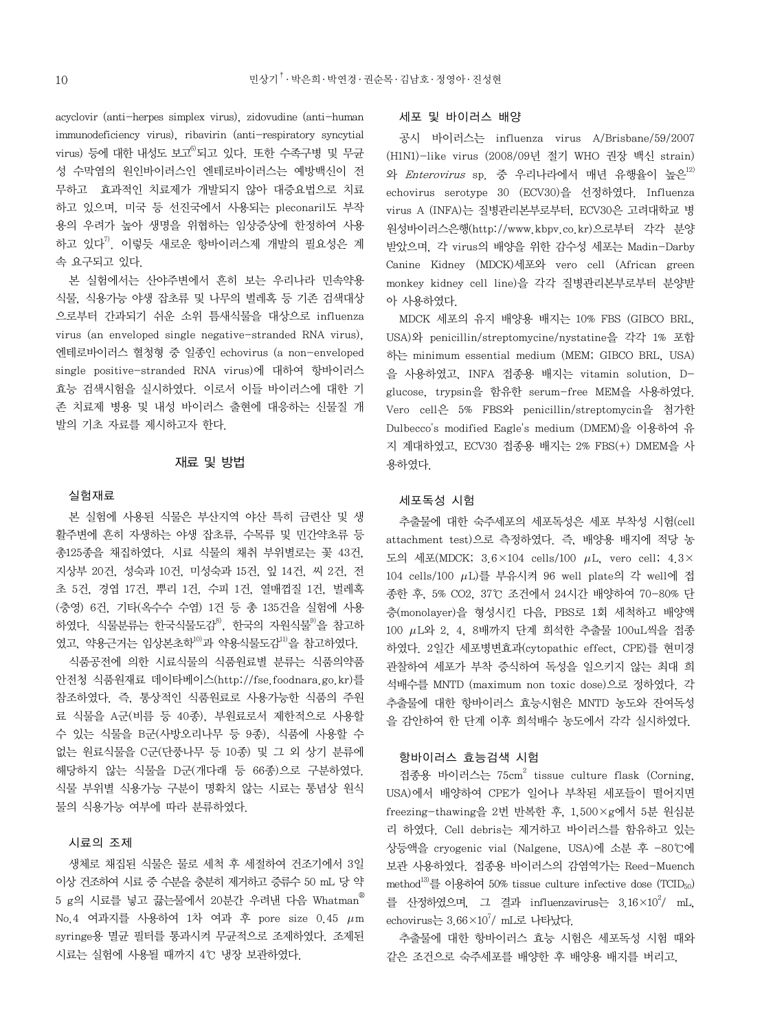acyclovir (anti-herpes simplex virus), zidovudine (anti-human immunodeficiency virus), ribavirin (anti-respiratory syncytial virus) 등에 대한 내성도 보고[6]되고 있다. 또한 수족구병 및 무균성 수막염의 원인바이러스인 엔테로바이러스는 예방백신이 전무하고 효과적인 치료제가 개발되지 않아 대증요법으로 치료하고 있으며, 미국 등 선진국에서 사용되는 pleconaril도 부작용의 우려가 높아 생명을 위협하는 임상증상에 한정하여 사용하고 있다[7]. 이렇듯 새로운 항바이러스제 개발의 필요성은 계속 요구되고 있다.

본 실험에서는 산야주변에서 흔히 보는 우리나라 민속약용식물, 식용가능 야생 잡초류 및 나무의 벌레혹 등 기존 검색대상으로부터 간과되기 쉬운 소위 틈새식물을 대상으로 influenza virus (an enveloped single negative-stranded RNA virus), 엔테로바이러스 혈청형 중 일종인 echovirus (a non-enveloped single positive-stranded RNA virus)에 대하여 항바이러스 효능 검색시험을 실시하였다. 이로서 이들 바이러스에 대한 기존 치료제 병용 및 내성 바이러스 출현에 대응하는 신물질 개발의 기초 자료를 제시하고자 한다.

## 재료 및 방법

### 실험재료

본 실험에 사용된 식물은 부산지역 야산 특히 금련산 및 생활주변에 흔히 자생하는 야생 잡초류, 수목류 및 민간약초류 등 총125종을 채집하였다. 시료 식물의 채취 부위별로는 꽃 43건, 지상부 20건, 성숙과 10건, 미성숙과 15건, 잎 14건, 씨 2건, 전초 5건, 경엽 17건, 뿌리 1건, 수피 1건, 열매껍질 1건, 벌레혹(충영) 6건, 기타(옥수수 수염) 1건 등 총 135건을 실험에 사용하였다. 식물분류는 한국식물도감[8], 한국의 자원식물[9]을 참고하였고, 약용근거는 임상본초학[10]과 약용식물도감[11]을 참고하였다.

식품공전에 의한 시료식물의 식품원료별 분류는 식품의약품안전청 식품원재료 데이터베이스(http://fse.foodnara.go.kr)를 참조하였다. 즉, 통상적인 식품원료로 사용가능한 식품의 주원료 식물을 A군(비름 등 40종), 부원료로서 제한적으로 사용할 수 있는 식물을 B군(사방오리나무 등 9종), 식품에 사용할 수 없는 원료식물을 C군(단풍나무 등 10종) 및 그 외 상기 분류에 해당하지 않는 식물을 D군(개다래 등 66종)으로 구분하였다. 식물 부위별 식용가능 구분이 명확치 않는 시료는 통념상 원식물의 식용가능 여부에 따라 분류하였다.

### 시료의 조제

생체로 채집된 식물은 물로 세척 후 세절하여 건조기에서 3일 이상 건조하여 시료 중 수분을 충분히 제거하고 증류수 50 mL 당 약 5 g의 시료를 넣고 끓는물에서 20분간 우려낸 다음 Whatman® No.4 여과지를 사용하여 1차 여과 후 pore size 0.45 $\mu$m syringe용 멸균 필터를 통과시켜 무균적으로 조제하였다. 조제된 시료는 실험에 사용될 때까지 4℃ 냉장 보관하였다.

### 세포 및 바이러스 배양

공시 바이러스는 influenza virus A/Brisbane/59/2007 (H1N1)-like virus (2008/09년 절기 WHO 권장 백신 strain)와 *Enterovirus* sp. 중 우리나라에서 매년 유행율이 높은[12] echovirus serotype 30 (ECV30)을 선정하였다. Influenza virus A (INFA)는 질병관리본부로부터, ECV30은 고려대학교 병원성바이러스은행(http://www.kbpv.co.kr)으로부터 각각 분양받았으며, 각 virus의 배양을 위한 감수성 세포는 Madin-Darby Canine Kidney (MDCK)세포와 vero cell (African green monkey kidney cell line)을 각각 질병관리본부로부터 분양받아 사용하였다.

MDCK 세포의 유지 배양용 배지는 10% FBS (GIBCO BRL, USA)와 penicillin/streptomycine/nystatine을 각각 1% 포함하는 minimum essential medium (MEM; GIBCO BRL, USA)을 사용하였고, INFA 접종용 배지는 vitamin solution, D-glucose, trypsin을 함유한 serum-free MEM을 사용하였다. Vero cell은 5% FBS와 penicillin/streptomycin을 첨가한 Dulbecco's modified Eagle's medium (DMEM)을 이용하여 유지 계대하였고, ECV30 접종용 배지는 2% FBS(+) DMEM을 사용하였다.

### 세포독성 시험

추출물에 대한 숙주세포의 세포독성은 세포 부착성 시험(cell attachment test)으로 측정하였다. 즉, 배양용 배지에 적당 농도의 세포(MDCK; 3.6×104 cells/100 $\mu$L, vero cell; 4.3×104 cells/100 $\mu$L)를 부유시켜 96 well plate의 각 well에 접종한 후, 5% $CO_2$, 37℃ 조건에서 24시간 배양하여 70-80% 단층(monolayer)을 형성시킨 다음, PBS로 1회 세척하고 배양액 100 $\mu$L와 2, 4, 8배까지 단계 희석한 추출물 100uL씩을 접종하였다. 2일간 세포병변효과(cytopathic effect, CPE)를 현미경 관찰하여 세포가 부착 증식하여 독성을 일으키지 않는 최대 희석배수를 MNTD (maximum non toxic dose)으로 정하였다. 각 추출물에 대한 항바이러스 효능시험은 MNTD 농도와 잔여독성을 감안하여 한 단계 이후 희석배수 농도에서 각각 실시하였다.

### 항바이러스 효능검색 시험

접종용 바이러스는 75cm$^2$ tissue culture flask (Corning, USA)에서 배양하여 CPE가 일어나 부착된 세포들이 떨어지면 freezing-thawing을 2번 반복한 후, 1,500×g에서 5분 원심분리 하였다. Cell debris는 제거하고 바이러스를 함유하고 있는 상등액을 cryogenic vial (Nalgene, USA)에 소분 후 -80℃에 보관 사용하였다. 접종용 바이러스의 감염역가는 Reed-Muench method[13]를 이용하여 50% tissue culture infective dose ($TCID_{50}$)를 산정하였으며, 그 결과 influenzavirus는 $3.16×10^2$/ mL, echovirus는 $3.66×10^7$/ mL로 나타났다.

추출물에 대한 항바이러스 효능 시험은 세포독성 시험 때와 같은 조건으로 숙주세포를 배양한 후 배양용 배지를 버리고,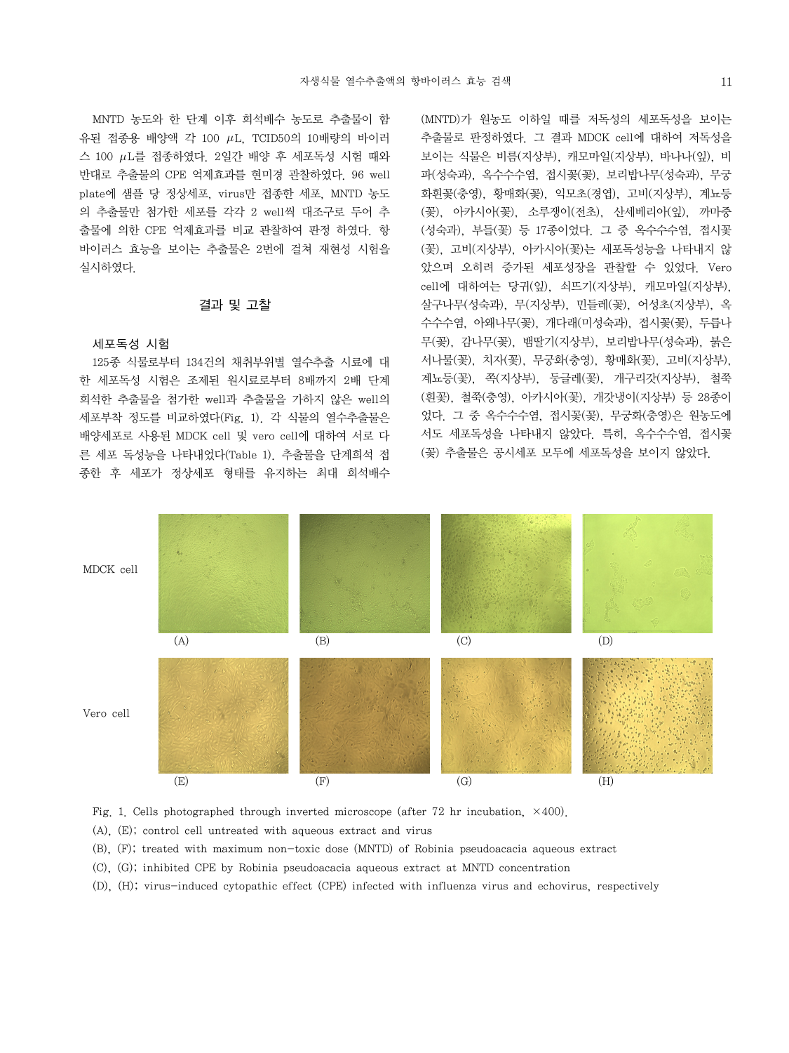MNTD 농도와 한 단계 이후 희석배수 농도로 추출물이 함유된 접종용 배양액 각 100 $\mu$L, TCID50의 10배량의 바이러스 100 $\mu$L를 접종하였다. 2일간 배양 후 세포독성 시험 때와 반대로 추출물의 CPE 억제효과를 현미경 관찰하였다. 96 well plate에 샘플 당 정상세포, virus만 접종한 세포, MNTD 농도의 추출물만 첨가한 세포를 각각 2 well씩 대조구로 두어 추출물에 의한 CPE 억제효과를 비교 관찰하여 판정 하였다. 항바이러스 효능을 보이는 추출물은 2번에 걸쳐 재현성 시험을 실시하였다.

## 결과 및 고찰

### 세포독성 시험

125종 식물로부터 134건의 채취부위별 열수추출 시료에 대한 세포독성 시험은 조제된 원시료로부터 8배까지 2배 단계 희석한 추출물을 첨가한 well과 추출물을 가하지 않은 well의 세포부착 정도를 비교하였다(Fig. 1). 각 식물의 열수추출물은 배양세포로 사용된 MDCK cell 및 vero cell에 대하여 서로 다른 세포 독성능을 나타내었다(Table 1). 추출물을 단계희석 접종한 후 세포가 정상세포 형태를 유지하는 최대 희석배수(MNTD)가 원농도 이하일 때를 저독성의 세포독성을 보이는 추출물로 판정하였다. 그 결과 MDCK cell에 대하여 저독성을 보이는 식물은 비름(지상부), 캐모마일(지상부), 바나나(잎), 비파(성숙과), 옥수수수염, 접시꽃(꽃), 보리밥나무(성숙과), 무궁화흰꽃(충영), 황매화(꽃), 익모초(경엽), 고비(지상부), 계뇨등(꽃), 아카시아(꽃), 소루쟁이(전초), 산세베리아(잎), 까마중(성숙과), 부들(꽃) 등 17종이었다. 그 중 옥수수수염, 접시꽃(꽃), 고비(지상부), 아카시아(꽃)는 세포독성능을 나타내지 않았으며 오히려 증가된 세포성장을 관찰할 수 있었다. Vero cell에 대하여는 당귀(잎), 쇠뜨기(지상부), 캐모마일(지상부), 살구나무(성숙과), 무(지상부), 민들레(꽃), 어성초(지상부), 옥수수수염, 아왜나무(꽃), 개다래(미성숙과), 접시꽃(꽃), 두릅나무(꽃), 감나무(꽃), 뱀딸기(지상부), 보리밥나무(성숙과), 붉은서나물(꽃), 치자(꽃), 무궁화(충영), 황매화(꽃), 고비(지상부), 계뇨등(꽃), 쪽(지상부), 둥글레(꽃), 개구리갓(지상부), 철쭉(흰꽃), 철쭉(충영), 아카시아(꽃), 개갓냉이(지상부) 등 28종이 있었다. 그 중 옥수수수염, 접시꽃(꽃), 무궁화(충영)은 원농도에서도 세포독성을 나타내지 않았다. 특히, 옥수수수염, 접시꽃(꽃) 추출물은 공시세포 모두에 세포독성을 보이지 않았다.

Fig. 1. Cells photographed through inverted microscope (after 72 hr incubation, ×400).
(A), (E); control cell untreated with aqueous extract and virus
(B), (F); treated with maximum non-toxic dose (MNTD) of Robinia pseudoacacia aqueous extract
(C), (G); inhibited CPE by Robinia pseudoacacia aqueous extract at MNTD concentration
(D), (H); virus-induced cytopathic effect (CPE) infected with influenza virus and echovirus, respectively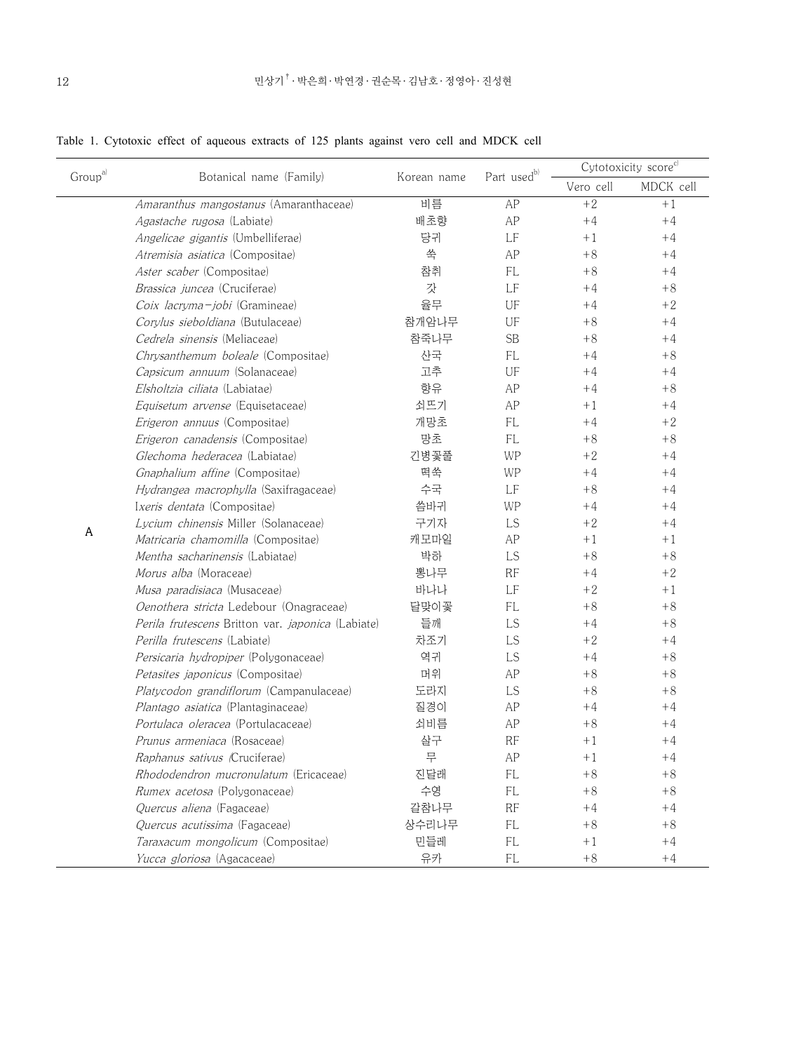Table 1. Cytotoxic effect of aqueous extracts of 125 plants against vero cell and MDCK cell

| Group[a)] | Botanical name (Family) | Korean name | Part used[b)] | Cytotoxicity score[c)] | |
|---|---|---|---|---|---|
| | | | | Vero cell | MDCK cell |
| A | *Amaranthus mangostanus* (Amaranthaceae) | 비름 | AP | +2 | +1 |
| | *Agastache rugosa* (Labiate) | 배초향 | AP | +4 | +4 |
| | *Angelicae gigantis* (Umbelliferae) | 당귀 | LF | +1 | +4 |
| | *Atremisia asiatica* (Compositae) | 쑥 | AP | +8 | +4 |
| | *Aster scaber* (Compositae) | 참취 | FL | +8 | +4 |
| | *Brassica juncea* (Cruciferae) | 갓 | LF | +4 | +8 |
| | *Coix lacryma-jobi* (Gramineae) | 율무 | UF | +4 | +2 |
| | *Corylus sieboldiana* (Butulaceae) | 참개암나무 | UF | +8 | +4 |
| | *Cedrela sinensis* (Meliaceae) | 참죽나무 | SB | +8 | +4 |
| | *Chrysanthemum boleale* (Compositae) | 산국 | FL | +4 | +8 |
| | *Capsicum annuum* (Solanaceae) | 고추 | UF | +4 | +4 |
| | *Elsholtzia ciliata* (Labiatae) | 향유 | AP | +4 | +8 |
| | *Equisetum arvense* (Equisetaceae) | 쇠뜨기 | AP | +1 | +4 |
| | *Erigeron annuus* (Compositae) | 개망초 | FL | +4 | +2 |
| | *Erigeron canadensis* (Compositae) | 망초 | FL | +8 | +8 |
| | *Glechoma hederacea* (Labiatae) | 긴병꽃풀 | WP | +2 | +4 |
| | *Gnaphalium affine* (Compositae) | 떡쑥 | WP | +4 | +4 |
| | *Hydrangea macrophylla* (Saxifragaceae) | 수국 | LF | +8 | +4 |
| | *Ixeris dentata* (Compositae) | 씀바귀 | WP | +4 | +4 |
| | *Lycium chinensis* Miller (Solanaceae) | 구기자 | LS | +2 | +4 |
| | *Matricaria chamomilla* (Compositae) | 캐모마일 | AP | +1 | +1 |
| | *Mentha sacharinensis* (Labiatae) | 박하 | LS | +8 | +8 |
| | *Morus alba* (Moraceae) | 뽕나무 | RF | +4 | +2 |
| | *Musa paradisiaca* (Musaceae) | 바나나 | LF | +2 | +1 |
| | *Oenothera stricta* Ledebour (Onagraceae) | 달맞이꽃 | FL | +8 | +8 |
| | *Perila frutescens* Britton var. *japonica* (Labiate) | 들깨 | LS | +4 | +8 |
| | *Perilla frutescens* (Labiate) | 차조기 | LS | +2 | +4 |
| | *Persicaria hydropiper* (Polygonaceae) | 역귀 | LS | +4 | +8 |
| | *Petasites japonicus* (Compositae) | 머위 | AP | +8 | +8 |
| | *Platycodon grandiflorum* (Campanulaceae) | 도라지 | LS | +8 | +8 |
| | *Plantago asiatica* (Plantaginaceae) | 질경이 | AP | +4 | +4 |
| | *Portulaca oleracea* (Portulacaceae) | 쇠비름 | AP | +8 | +4 |
| | *Prunus armeniaca* (Rosaceae) | 살구 | RF | +1 | +4 |
| | *Raphanus sativus* (Cruciferae) | 무 | AP | +1 | +4 |
| | *Rhododendron mucronulatum* (Ericaceae) | 진달래 | FL | +8 | +8 |
| | *Rumex acetosa* (Polygonaceae) | 수영 | FL | +8 | +8 |
| | *Quercus aliena* (Fagaceae) | 갈참나무 | RF | +4 | +4 |
| | *Quercus acutissima* (Fagaceae) | 상수리나무 | FL | +8 | +8 |
| | *Taraxacum mongolicum* (Compositae) | 민들레 | FL | +1 | +4 |
| | *Yucca gloriosa* (Agacaceae) | 유카 | FL | +8 | +4 |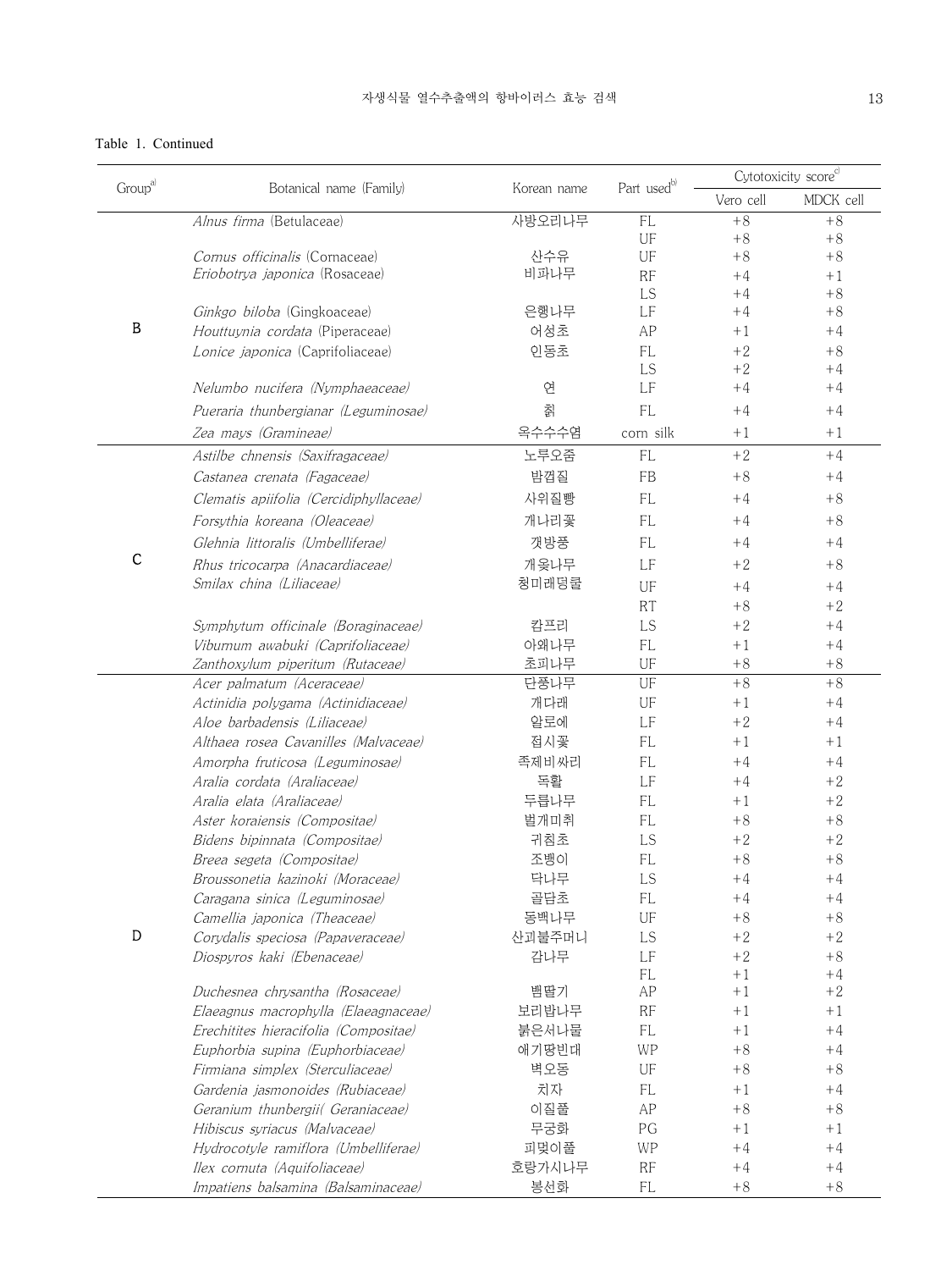Table 1. Continued

| Group[a] | Botanical name (Family) | Korean name | Part used[b] | Cytotoxicity score[c] | |
|---|---|---|---|---|---|
| | | | | Vero cell | MDCK cell |
| B | *Alnus firma* (Betulaceae) | 사방오리나무 | FL | +8 | +8 |
| | | | UF | +8 | +8 |
| | *Cornus officinalis* (Cornaceae) | 산수유 | UF | +8 | +8 |
| | *Eriobotrya japonica* (Rosaceae) | 비파나무 | RF | +4 | +1 |
| | | | LS | +4 | +8 |
| | *Ginkgo biloba* (Gingkoaceae) | 은행나무 | LF | +4 | +8 |
| | *Houttuynia cordata* (Piperaceae) | 어성초 | AP | +1 | +4 |
| | *Lonice japonica* (Caprifoliaceae) | 인동초 | FL | +2 | +8 |
| | | | LS | +2 | +4 |
| | *Nelumbo nucifera (Nymphaeaceae)* | 연 | LF | +4 | +4 |
| | *Pueraria thunbergianar (Leguminosae)* | 칡 | FL | +4 | +4 |
| | *Zea mays (Gramineae)* | 옥수수수염 | corn silk | +1 | +1 |
| C | *Astilbe chnensis (Saxifragaceae)* | 노루오줌 | FL | +2 | +4 |
| | *Castanea crenata (Fagaceae)* | 밤껍질 | FB | +8 | +4 |
| | *Clematis apiifolia (Cercidiphyllaceae)* | 사위질빵 | FL | +4 | +8 |
| | *Forsythia koreana (Oleaceae)* | 개나리꽃 | FL | +4 | +8 |
| | *Glehnia littoralis (Umbelliferae)* | 갯방풍 | FL | +4 | +4 |
| | *Rhus tricocarpa (Anacardiaceae)* | 개옻나무 | LF | +2 | +8 |
| | *Smilax china (Liliaceae)* | 청미래덩쿨 | UF | +4 | +4 |
| | | | RT | +8 | +2 |
| | *Symphytum officinale (Boraginaceae)* | 캄프리 | LS | +2 | +4 |
| | *Viburnum awabuki (Caprifoliaceae)* | 아왜나무 | FL | +1 | +4 |
| | *Zanthoxylum piperitum (Rutaceae)* | 초피나무 | UF | +8 | +8 |
| D | *Acer palmatum (Aceraceae)* | 단풍나무 | UF | +8 | +8 |
| | *Actinidia polygama (Actinidiaceae)* | 개다래 | UF | +1 | +4 |
| | *Aloe barbadensis (Liliaceae)* | 알로에 | LF | +2 | +4 |
| | *Althaea rosea Cavanilles (Malvaceae)* | 접시꽃 | FL | +1 | +1 |
| | *Amorpha fruticosa (Leguminosae)* | 족제비싸리 | FL | +4 | +4 |
| | *Aralia cordata (Araliaceae)* | 독활 | LF | +4 | +2 |
| | *Aralia elata (Araliaceae)* | 두릅나무 | FL | +1 | +2 |
| | *Aster koraiensis (Compositae)* | 벌개미취 | FL | +8 | +8 |
| | *Bidens bipinnata (Compositae)* | 귀침초 | LS | +2 | +2 |
| | *Breea segeta (Compositae)* | 조뱅이 | FL | +8 | +8 |
| | *Broussonetia kazinoki (Moraceae)* | 닥나무 | LS | +4 | +4 |
| | *Caragana sinica (Leguminosae)* | 골담초 | FL | +4 | +4 |
| | *Camellia japonica (Theaceae)* | 동백나무 | UF | +8 | +8 |
| | *Corydalis speciosa (Papaveraceae)* | 산괴불주머니 | LS | +2 | +2 |
| | *Diospyros kaki (Ebenaceae)* | 감나무 | LF | +2 | +8 |
| | | | FL | +1 | +4 |
| | *Duchesnea chrysantha (Rosaceae)* | 뱀딸기 | AP | +1 | +2 |
| | *Elaeagnus macrophylla (Elaeagnaceae)* | 보리밥나무 | RF | +1 | +1 |
| | *Erechitites hieracifolia (Compositae)* | 붉은서나물 | FL | +1 | +4 |
| | *Euphorbia supina (Euphorbiaceae)* | 애기땅빈대 | WP | +8 | +4 |
| | *Firmiana simplex (Sterculiaceae)* | 벽오동 | UF | +8 | +8 |
| | *Gardenia jasmonoides (Rubiaceae)* | 치자 | FL | +1 | +4 |
| | *Geranium thunbergii( Geraniaceae)* | 이질풀 | AP | +8 | +8 |
| | *Hibiscus syriacus (Malvaceae)* | 무궁화 | PG | +1 | +1 |
| | *Hydrocotyle ramiflora (Umbelliferae)* | 피맺이풀 | WP | +4 | +4 |
| | *Ilex cornuta (Aquifoliaceae)* | 호랑가시나무 | RF | +4 | +4 |
| | *Impatiens balsamina (Balsaminaceae)* | 봉선화 | FL | +8 | +8 |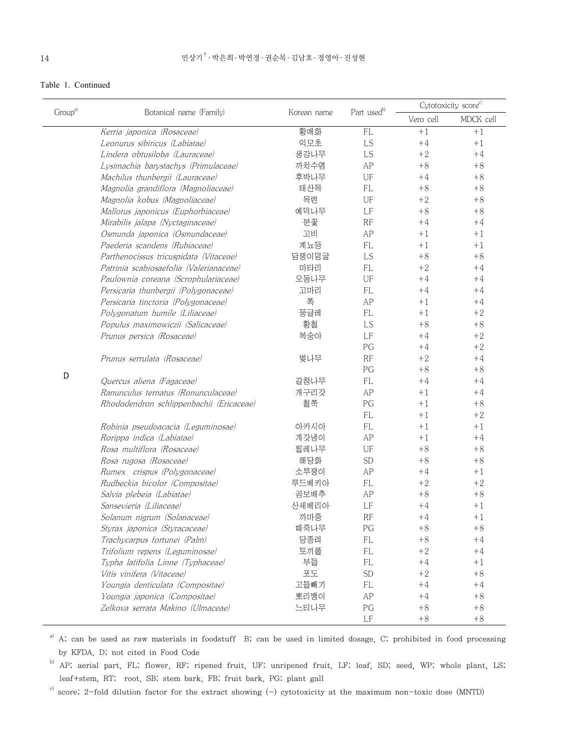Table 1. Continued

| Group[a] | Botanical name (Family) | Korean name | Part used[b] | Cytotoxicity score[c] | |
|---|---|---|---|---|---|
| | | | | Vero cell | MDCK cell |
| D | *Kerria japonica (Rosaceae)* | 황매화 | FL | +1 | +1 |
| | *Leonurus sibiricus (Labiatae)* | 익모초 | LS | +4 | +1 |
| | *Lindera obtusiloba (Lauraceae)* | 생강나무 | LS | +2 | +4 |
| | *Lysimachia barystachys (Primulaceae)* | 까치수염 | AP | +8 | +8 |
| | *Machilus thunbergii (Lauraceae)* | 후박나무 | UF | +4 | +8 |
| | *Magnolia grandiflora (Magnoliaceae)* | 태산목 | FL | +8 | +8 |
| | *Magnolia kobus (Magnoliaceae)* | 목련 | UF | +2 | +8 |
| | *Mallotus japonicus (Euphorbiaceae)* | 예덕나무 | LF | +8 | +8 |
| | *Mirabilis jalapa (Nyctaginaceae)* | 분꽃 | RF | +4 | +4 |
| | *Osmunda japonica (Osmundaceae)* | 고비 | AP | +1 | +1 |
| | *Paederia scandens (Rubiaceae)* | 계뇨등 | FL | +1 | +1 |
| | *Parthenocissus tricuspidata (Vitaceae)* | 담쟁이덩굴 | LS | +8 | +8 |
| | *Patrinia scabiosaefolia (Valerianaceae)* | 마타리 | FL | +2 | +4 |
| | *Paulownia coreana (Scrophulariaceae)* | 오동나무 | UF | +4 | +4 |
| | *Persicaria thunbergii (Polygonaceae)* | 고마리 | FL | +4 | +4 |
| | *Persicaria tinctoria (Polygonaceae)* | 쪽 | AP | +1 | +4 |
| | *Polygonatum humile (Liliaceae)* | 둥굴레 | FL | +1 | +2 |
| | *Populus maximowiczii (Salicaceae)* | 황철 | LS | +8 | +8 |
| | *Prunus persica (Rosaceae)* | 복숭아 | LF | +4 | +2 |
| | | | PG | +4 | +2 |
| | *Prunus serrulata (Rosaceae)* | 벚나무 | RF | +2 | +4 |
| | | | PG | +8 | +8 |
| | *Quercus aliena (Fagaceae)* | 갈참나무 | FL | +4 | +4 |
| | *Ranunculus ternatus (Ronunculaceae)* | 개구리갓 | AP | +1 | +4 |
| | *Rhododendron schlippenbachii (Ericaceae)* | 철쭉 | PG | +1 | +8 |
| | | | FL | +1 | +2 |
| | *Robinia pseudoacacia (Leguminosae)* | 아카시아 | FL | +1 | +1 |
| | *Rorippa indica (Labiatae)* | 개갓냉이 | AP | +1 | +4 |
| | *Rosa multiflora (Rosaceae)* | 찔레나무 | UF | +8 | +8 |
| | *Rosa rugosa (Rosaceae)* | 해당화 | SD | +8 | +8 |
| | *Rumex crispus (Polygonaceae)* | 소루쟁이 | AP | +4 | +1 |
| | *Rudbeckia bicolor (Compositae)* | 루드베키아 | FL | +2 | +2 |
| | *Salvia plebeia (Labiatae)* | 곰보배추 | AP | +8 | +8 |
| | *Sansevieria (Liliaceae)* | 산세베리아 | LF | +4 | +1 |
| | *Solanum nigrum (Solanaceae)* | 까마중 | RF | +4 | +1 |
| | *Styrax japonica (Styracaceae)* | 때죽나무 | PG | +8 | +8 |
| | *Trachycarpus fortunei (Palm)* | 당종려 | FL | +8 | +4 |
| | *Trifolium repens (Leguminosae)* | 토끼풀 | FL | +2 | +4 |
| | *Typha latifolia Linne (Typhaceae)* | 부들 | FL | +4 | +1 |
| | *Vitis vinifera (Vitaceae)* | 포도 | SD | +2 | +8 |
| | *Youngia denticulata (Compositae)* | 고들빼기 | FL | +4 | +4 |
| | *Youngia japonica (Compositae)* | 뽀리뱅이 | AP | +4 | +8 |
| | *Zelkova serrata Makino (Ulmaceae)* | 느티나무 | PG | +8 | +8 |
| | | | LF | +8 | +8 |

[a] A; can be used as raw materials in foodstuff B; can be used in limited dosage, C; prohibited in food processing by KFDA, D; not cited in Food Code

[b] AP; aerial part, FL; flower, RF; ripened fruit, UF; unripened fruit, LF; leaf, SD; seed, WP; whole plant, LS; leaf+stem, RT; root, SB; stem bark, FB; fruit bark, PG; plant gall

[c] score; 2-fold dilution factor for the extract showing (−) cytotoxicity at the maximum non-toxic dose (MNTD)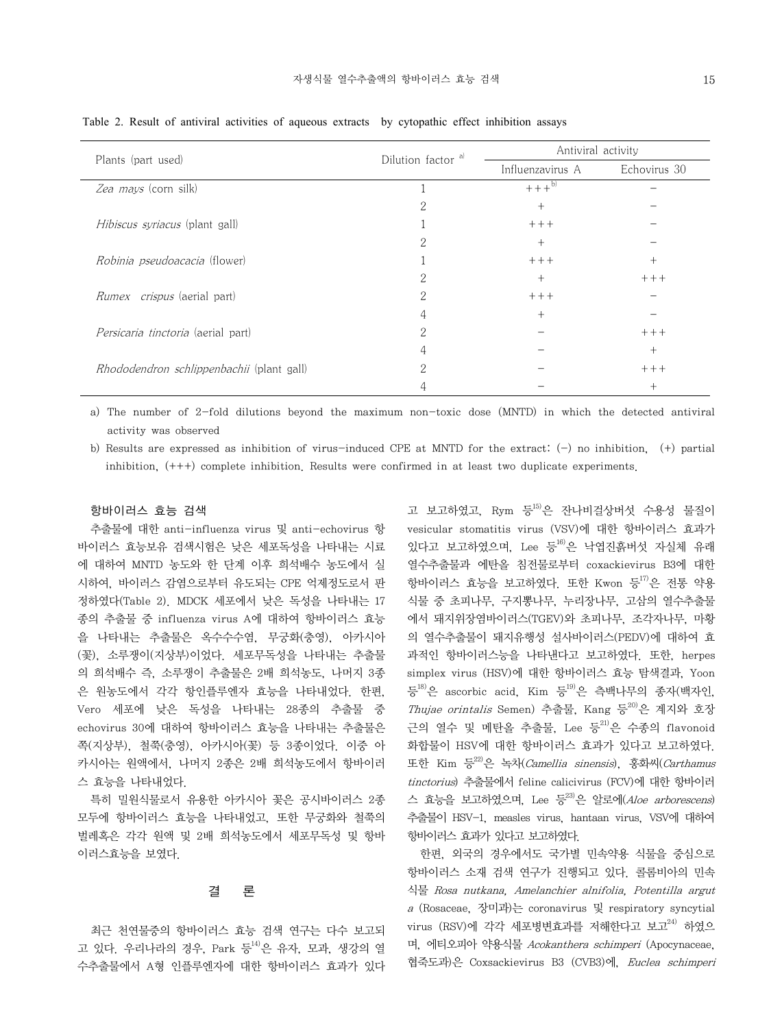Table 2. Result of antiviral activities of aqueous extracts by cytopathic effect inhibition assays

| Plants (part used) | Dilution factor [a] | Antiviral activity | |
|---|---|---|---|
| | | Influenzavirus A | Echovirus 30 |
| *Zea mays* (corn silk) | 1 | +++[b] | − |
| | 2 | + | − |
| *Hibiscus syriacus* (plant gall) | 1 | +++ | − |
| | 2 | + | − |
| *Robinia pseudoacacia* (flower) | 1 | +++ | + |
| | 2 | + | +++ |
| *Rumex crispus* (aerial part) | 2 | +++ | − |
| | 4 | + | − |
| *Persicaria tinctoria* (aerial part) | 2 | − | +++ |
| | 4 | − | + |
| *Rhododendron schlippenbachii* (plant gall) | 2 | − | +++ |
| | 4 | − | + |

a) The number of 2-fold dilutions beyond the maximum non-toxic dose (MNTD) in which the detected antiviral activity was observed

b) Results are expressed as inhibition of virus-induced CPE at MNTD for the extract: (−) no inhibition, (+) partial inhibition, (+++) complete inhibition. Results were confirmed in at least two duplicate experiments.

### 항바이러스 효능 검색

추출물에 대한 anti-influenza virus 및 anti-echovirus 항바이러스 효능보유 검색시험은 낮은 세포독성을 나타내는 시료에 대하여 MNTD 농도와 한 단계 이후 희석배수 농도에서 실시하여, 바이러스 감염으로부터 유도되는 CPE 억제정도로서 판정하였다(Table 2). MDCK 세포에서 낮은 독성을 나타내는 17종의 추출물 중 influenza virus A에 대하여 항바이러스 효능을 나타내는 추출물은 옥수수수염, 무궁화(충영), 아카시아(꽃), 소루쟁이(지상부)이었다. 세포무독성을 나타내는 추출물의 희석배수 즉, 소루쟁이 추출물은 2배 희석농도, 나머지 3종은 원농도에서 각각 항인플루엔자 효능을 나타내었다. 한편, Vero 세포에 낮은 독성을 나타내는 28종의 추출물 중 echovirus 30에 대하여 항바이러스 효능을 나타내는 추출물은 쪽(지상부), 철쭉(충영), 아카시아(꽃) 등 3종이었다. 이중 아카시아는 원액에서, 나머지 2종은 2배 희석농도에서 항바이러스 효능을 나타내었다.

특히 밀원식물로서 유용한 아카시아 꽃은 공시바이러스 2종 모두에 항바이러스 효능을 나타내었고, 또한 무궁화와 철쭉의 벌레혹은 각각 원액 및 2배 희석농도에서 세포무독성 및 항바이러스효능을 보였다.

## 결 론

최근 천연물중의 항바이러스 효능 검색 연구는 다수 보고되고 있다. 우리나라의 경우, Park 등[14]은 유자, 모과, 생강의 열수추출물에서 A형 인플루엔자에 대한 항바이러스 효과가 있다고 보고하였고, Rym 등[15]은 잔나비걸상버섯 수용성 물질이 vesicular stomatitis virus (VSV)에 대한 항바이러스 효과가 있다고 보고하였으며, Lee 등[16]은 낙엽진흙버섯 자실체 유래 열수추출물과 에탄올 침전물로부터 coxackievirus B3에 대한 항바이러스 효능을 보고하였다. 또한 Kwon 등[17]은 전통 약용식물 중 초피나무, 구지뽕나무, 누리장나무, 고삼의 열수추출물에서 돼지위장염바이러스(TGEV)와 초피나무, 조각자나무, 마황의 열수추출물이 돼지유행성 설사바이러스(PEDV)에 대하여 효과적인 항바이러스능을 나타낸다고 보고하였다. 또한, herpes simplex virus (HSV)에 대한 항바이러스 효능 탐색결과, Yoon 등[18]은 ascorbic acid, Kim 등[19]은 측백나무의 종자(백자인, *Thujae orintalis* Semen) 추출물, Kang 등[20]은 계지와 호장근의 열수 및 메탄올 추출물, Lee 등[21]은 수종의 flavonoid 화합물이 HSV에 대한 항바이러스 효과가 있다고 보고하였다. 또한 Kim 등[22]은 녹차(*Camellia sinensis*), 홍화씨(*Carthamus tinctorius*) 추출물에서 feline calicivirus (FCV)에 대한 항바이러스 효능을 보고하였으며, Lee 등[23]은 알로에(*Aloe arborescens*) 추출물이 HSV-1, measles virus, hantaan virus, VSV에 대하여 항바이러스 효과가 있다고 보고하였다.

한편, 외국의 경우에서도 국가별 민속약용 식물을 중심으로 항바이러스 소재 검색 연구가 진행되고 있다. 콜롬비아의 민속식물 *Rosa nutkana, Amelanchier alnifolia, Potentilla arguta* (Rosaceae, 장미과)는 coronavirus 및 respiratory syncytial virus (RSV)에 각각 세포병변효과를 저해한다고 보고[24] 하였으며, 에티오피아 약용식물 *Acokanthera schimperi* (Apocynaceae, 협죽도과)은 Coxsackievirus B3 (CVB3)에, *Euclea schimperi*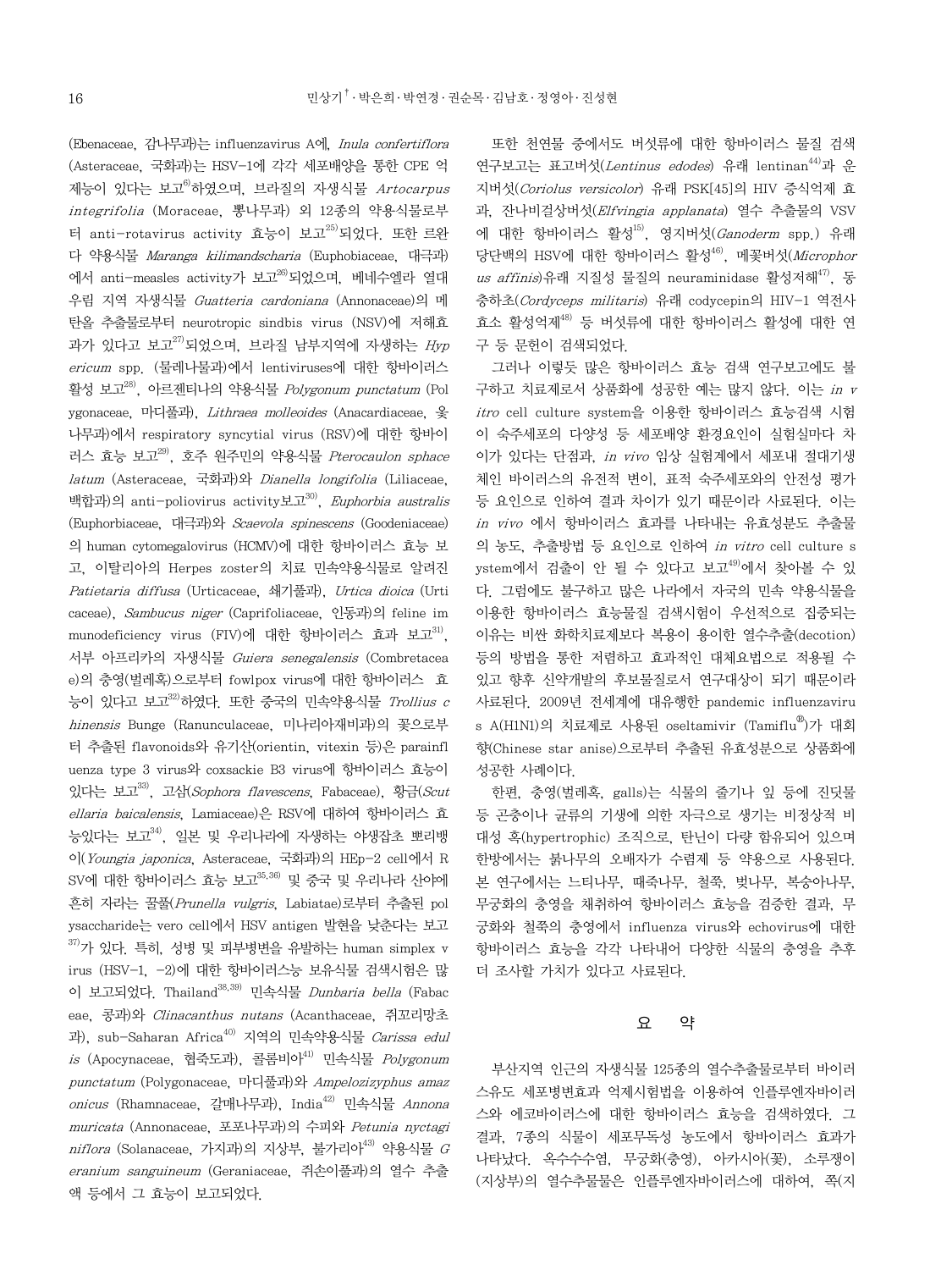(Ebenaceae, 감나무과)는 influenzavirus A에, *Inula confertiflora* (Asteraceae, 국화과)는 HSV-1에 각각 세포배양을 통한 CPE 억제능이 있다는 보고[6]하였으며, 브라질의 자생식물 *Artocarpus integrifolia* (Moraceae, 뽕나무과) 외 12종의 약용식물로부터 anti-rotavirus activity 효능이 보고[25]되었다. 또한 르완다 약용식물 *Maranga kilimandscharia* (Euphobiaceae, 대극과)에서 anti-measles activity가 보고[26]되었으며, 베네수엘라 열대우림 지역 자생식물 *Guatteria cardoniana* (Annonaceae)의 메탄올 추출물로부터 neurotropic sindbis virus (NSV)에 저해효과가 있다고 보고[27]되었으며, 브라질 남부지역에 자생하는 *Hypericum* spp. (물레나물과)에서 lentiviruses에 대한 항바이러스 활성 보고[28], 아르젠티나의 약용식물 *Polygonum punctatum* (Polygonaceae, 마디풀과), *Lithraea molleoides* (Anacardiaceae, 옻나무과)에서 respiratory syncytial virus (RSV)에 대한 항바이러스 효능 보고[29], 호주 원주민의 약용식물 *Pterocaulon sphacelatum* (Asteraceae, 국화과)와 *Dianella longifolia* (Liliaceae, 백합과)의 anti-poliovirus activity보고[30], *Euphorbia australis* (Euphorbiaceae, 대극과)와 *Scaevola spinescens* (Goodeniaceae)의 human cytomegalovirus (HCMV)에 대한 항바이러스 효능 보고, 이탈리아의 Herpes zoster의 치료 민속약용식물로 알려진 *Patietaria diffusa* (Urticaceae, 쐐기풀과), *Urtica dioica* (Urticaceae), *Sambucus niger* (Caprifoliaceae, 인동과)의 feline immunodeficiency virus (FIV)에 대한 항바이러스 효과 보고[31], 서부 아프리카의 자생식물 *Guiera senegalensis* (Combretaceae)의 충영(벌레혹)으로부터 fowlpox virus에 대한 항바이러스 효능이 있다고 보고[32]하였다. 또한 중국의 민속약용식물 *Trollius chinensis* Bunge (Ranunculaceae, 미나리아재비과)의 꽃으로부터 추출된 flavonoids와 유기산(orientin, vitexin 등)은 parainfluenza type 3 virus와 coxsackie B3 virus에 항바이러스 효능이 있다는 보고[33], 고삼(*Sophora flavescens*, Fabaceae), 황금(*Scutellaria baicalensis*, Lamiaceae)은 RSV에 대하여 항바이러스 효능있다는 보고[34], 일본 및 우리나라에 자생하는 야생잡초 뽀리뱅이(*Youngia japonica*, Asteraceae, 국화과)의 HEp-2 cell에서 RSV에 대한 항바이러스 효능 보고[35,36] 및 중국 및 우리나라 산야에 흔히 자라는 꿀풀(*Prunella vulgris*, Labiatae)로부터 추출된 polysaccharide는 vero cell에서 HSV antigen 발현을 낮춘다는 보고[37]가 있다. 특히, 성병 및 피부병변을 유발하는 human simplex virus (HSV-1, -2)에 대한 항바이러스능 보유식물 검색시험은 많이 보고되었다. Thailand[38,39] 민속식물 *Dunbaria bella* (Fabaceae, 콩과)와 *Clinacanthus nutans* (Acanthaceae, 쥐꼬리망초과), sub-Saharan Africa[40] 지역의 민속약용식물 *Carissa edulis* (Apocynaceae, 협죽도과), 콜롬비아[41] 민속식물 *Polygonum punctatum* (Polygonaceae, 마디풀과)와 *Ampelozizyphus amazonicus* (Rhamnaceae, 갈매나무과), India[42] 민속식물 *Annona muricata* (Annonaceae, 포포나무과)의 수피와 *Petunia nyctaginiflora* (Solanaceae, 가지과)의 지상부, 불가리아[43] 약용식물 *Geranium sanguineum* (Geraniaceae, 쥐손이풀과)의 열수 추출액 등에서 그 효능이 보고되었다.

또한 천연물 중에서도 버섯류에 대한 항바이러스 물질 검색 연구보고는 표고버섯(*Lentinus edodes*) 유래 lentinan[44]과 운지버섯(*Coriolus versicolor*) 유래 PSK[45]의 HIV 증식억제 효과, 잔나비걸상버섯(*Elfvingia applanata*) 열수 추출물의 VSV에 대한 항바이러스 활성[15], 영지버섯(*Ganoderm* spp.) 유래 당단백의 HSV에 대한 항바이러스 활성[46], 메꽃버섯(*Microphorus affinis*)유래 지질성 물질의 neuraminidase 활성저해[47], 동충하초(*Cordyceps militaris*) 유래 codycepin의 HIV-1 역전사효소 활성억제[48] 등 버섯류에 대한 항바이러스 활성에 대한 연구 등 문헌이 검색되었다.

그러나 이렇듯 많은 항바이러스 효능 검색 연구보고에도 불구하고 치료제로서 상품화에 성공한 예는 많지 않다. 이는 *in vitro* cell culture system을 이용한 항바이러스 효능검색 시험이 숙주세포의 다양성 등 세포배양 환경요인이 실험실마다 차이가 있다는 단점과, *in vivo* 임상 실험계에서 세포내 절대기생체인 바이러스의 유전적 변이, 표적 숙주세포와의 안전성 평가 등 요인으로 인하여 결과 차이가 있기 때문이라 사료된다. 이는 *in vivo* 에서 항바이러스 효과를 나타내는 유효성분도 추출물의 농도, 추출방법 등 요인으로 인하여 *in vitro* cell culture system에서 검출이 안 될 수 있다고 보고[49]에서 찾아볼 수 있다. 그럼에도 불구하고 많은 나라에서 자국의 민속 약용식물을 이용한 항바이러스 효능물질 검색시험이 우선적으로 집중되는 이유는 비싼 화학치료제보다 복용이 용이한 열수추출(decotion) 등의 방법을 통한 저렴하고 효과적인 대체요법으로 적용될 수 있고 향후 신약개발의 후보물질로서 연구대상이 되기 때문이라 사료된다. 2009년 전세계에 대유행한 pandemic influenzavirus A(H1N1)의 치료제로 사용된 oseltamivir (Tamiflu®)가 대회향(Chinese star anise)으로부터 추출된 유효성분으로 상품화에 성공한 사례이다.

한편, 충영(벌레혹, galls)는 식물의 줄기나 잎 등에 진딧물 등 곤충이나 균류의 기생에 의한 자극으로 생기는 비정상적 비대성 혹(hypertrophic) 조직으로, 탄닌이 다량 함유되어 있으며 한방에서는 붉나무의 오배자가 수렴제 등 약용으로 사용된다. 본 연구에서는 느티나무, 때죽나무, 철쭉, 벚나무, 복숭아나무, 무궁화의 충영을 채취하여 항바이러스 효능을 검증한 결과, 무궁화와 철쭉의 충영에서 influenza virus와 echovirus에 대한 항바이러스 효능을 각각 나타내어 다양한 식물의 충영을 추후 더 조사할 가치가 있다고 사료된다.

## 요 약

부산지역 인근의 자생식물 125종의 열수추출물로부터 바이러스유도 세포병변효과 억제시험법을 이용하여 인플루엔자바이러스와 에코바이러스에 대한 항바이러스 효능을 검색하였다. 그 결과, 7종의 식물이 세포무독성 농도에서 항바이러스 효과가 나타났다. 옥수수수염, 무궁화(충영), 아카시아(꽃), 소루쟁이(지상부)의 열수추출물은 인플루엔자바이러스에 대하여, 쪽(지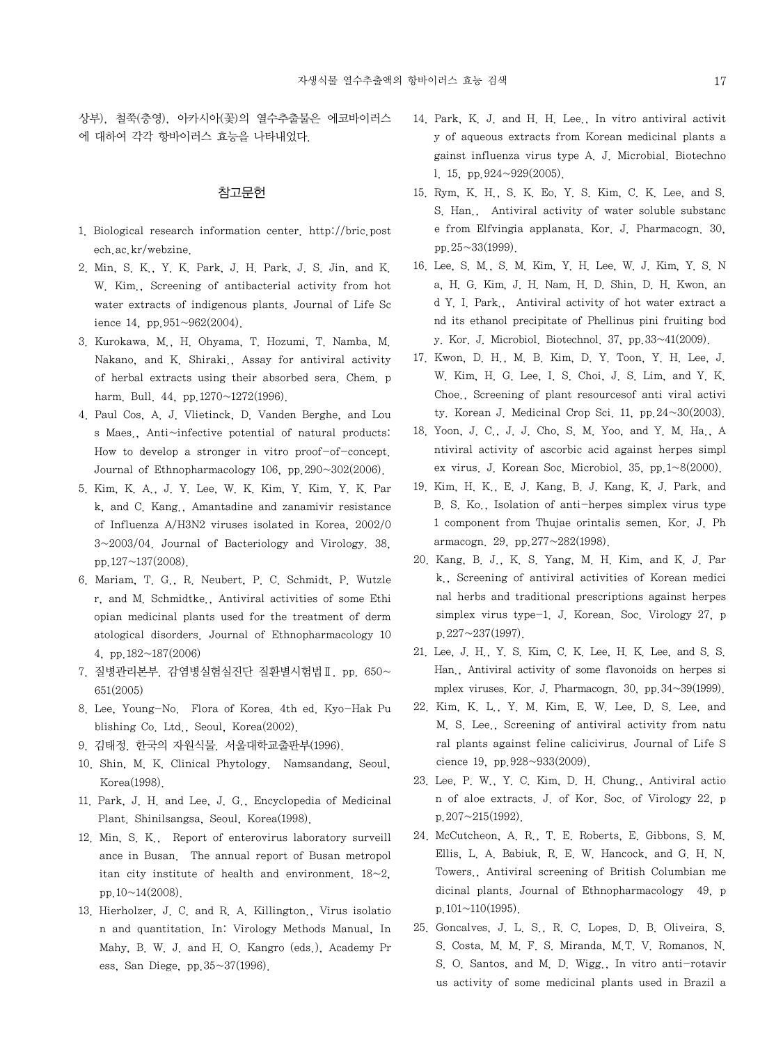상부), 철쭉(충영), 아카시아(꽃)의 열수추출물은 에코바이러스에 대하여 각각 항바이러스 효능을 나타내었다.

## 참고문헌

1. Biological research information center. http://bric.postech.ac.kr/webzine.
2. Min, S. K., Y. K. Park, J. H. Park, J. S. Jin, and K. W. Kim., Screening of antibacterial activity from hot water extracts of indigenous plants. Journal of Life Science 14, pp.951~962(2004).
3. Kurokawa, M., H. Ohyama, T. Hozumi, T. Namba, M. Nakano, and K. Shiraki., Assay for antiviral activity of herbal extracts using their absorbed sera. Chem. pharm. Bull. 44, pp.1270~1272(1996).
4. Paul Cos, A. J. Vlietinck, D. Vanden Berghe, and Lous Maes., Anti~infective potential of natural products: How to develop a stronger in vitro proof-of-concept. Journal of Ethnopharmacology 106, pp.290~302(2006).
5. Kim, K. A., J. Y. Lee, W. K. Kim, Y. Kim, Y. K. Park, and C. Kang., Amantadine and zanamivir resistance of Influenza A/H3N2 viruses isolated in Korea, 2002/03~2003/04. Journal of Bacteriology and Virology. 38, pp.127~137(2008).
6. Mariam, T. G., R. Neubert, P. C. Schmidt, P. Wutzler, and M. Schmidtke., Antiviral activities of some Ethiopian medicinal plants used for the treatment of dermatological disorders. Journal of Ethnopharmacology 104, pp.182~187(2006)
7. 질병관리본부. 감염병실험실진단 질환별시험법Ⅱ. pp. 650~651(2005)
8. Lee, Young-No. Flora of Korea. 4th ed. Kyo-Hak Publishing Co. Ltd., Seoul, Korea(2002).
9. 김태정. 한국의 자원식물. 서울대학교출판부(1996).
10. Shin, M. K. Clinical Phytology. Namsandang, Seoul, Korea(1998).
11. Park, J. H. and Lee, J. G., Encyclopedia of Medicinal Plant. Shinilsangsa, Seoul, Korea(1998).
12. Min, S. K., Report of enterovirus laboratory surveillance in Busan. The annual report of Busan metropolitan city institute of health and environment. 18~2, pp.10~14(2008).
13. Hierholzer, J. C. and R. A. Killington., Virus isolation and quantitation. In: Virology Methods Manual, In Mahy, B. W. J. and H. O. Kangro (eds.), Academy Press, San Diege, pp.35~37(1996).
14. Park, K. J. and H. H. Lee., In vitro antiviral activity of aqueous extracts from Korean medicinal plants against influenza virus type A. J. Microbial. Biotechnol. 15, pp.924~929(2005).
15. Rym, K. H., S. K. Eo, Y. S. Kim, C. K. Lee, and S. S. Han., Antiviral activity of water soluble substance from Elfvingia applanata. Kor. J. Pharmacogn. 30, pp.25~33(1999).
16. Lee, S. M., S. M. Kim, Y. H. Lee, W. J. Kim, Y. S. Na, H. G. Kim, J. H. Nam, H. D. Shin, D. H. Kwon, and Y. I. Park., Antiviral activity of hot water extract and its ethanol precipitate of Phellinus pini fruiting body. Kor. J. Microbiol. Biotechnol. 37, pp.33~41(2009).
17. Kwon, D. H., M. B. Kim, D. Y. Toon, Y. H. Lee, J. W. Kim, H. G. Lee, I. S. Choi, J. S. Lim, and Y. K. Choe., Screening of plant resourcesof anti viral activity. Korean J. Medicinal Crop Sci. 11, pp.24~30(2003).
18. Yoon, J. C., J. J. Cho, S. M. Yoo, and Y. M. Ha., Antiviral activity of ascorbic acid against herpes simplex virus. J. Korean Soc. Microbiol. 35, pp.1~8(2000).
19. Kim, H. K., E. J. Kang, B. J. Kang, K. J. Park, and B. S. Ko., Isolation of anti-herpes simplex virus type 1 component from Thujae orintalis semen. Kor. J. Pharmacogn. 29, pp.277~282(1998).
20. Kang, B. J., K. S. Yang, M. H. Kim, and K. J. Park., Screening of antiviral activities of Korean medicinal herbs and traditional prescriptions against herpes simplex virus type-1. J. Korean. Soc. Virology 27, pp.227~237(1997).
21. Lee, J. H., Y. S. Kim, C. K. Lee, H. K. Lee, and S. S. Han., Antiviral activity of some flavonoids on herpes simplex viruses. Kor. J. Pharmacogn. 30, pp.34~39(1999).
22. Kim, K. L., Y. M. Kim, E. W. Lee, D. S. Lee, and M. S. Lee., Screening of antiviral activity from natural plants against feline calicivirus. Journal of Life Science 19, pp.928~933(2009).
23. Lee, P. W., Y. C. Kim, D. H. Chung., Antiviral action of aloe extracts. J. of Kor. Soc. of Virology 22, pp.207~215(1992).
24. McCutcheon, A. R., T. E. Roberts, E. Gibbons, S. M. Ellis, L. A. Babiuk, R. E. W. Hancock, and G. H. N. Towers., Antiviral screening of British Columbian medicinal plants. Journal of Ethnopharmacology 49, pp.101~110(1995).
25. Goncalves, J. L. S., R. C. Lopes, D. B. Oliveira, S. S. Costa, M. M. F. S. Miranda, M.T. V. Romanos, N. S. O. Santos, and M. D. Wigg., In vitro anti-rotavirus activity of some medicinal plants used in Brazil a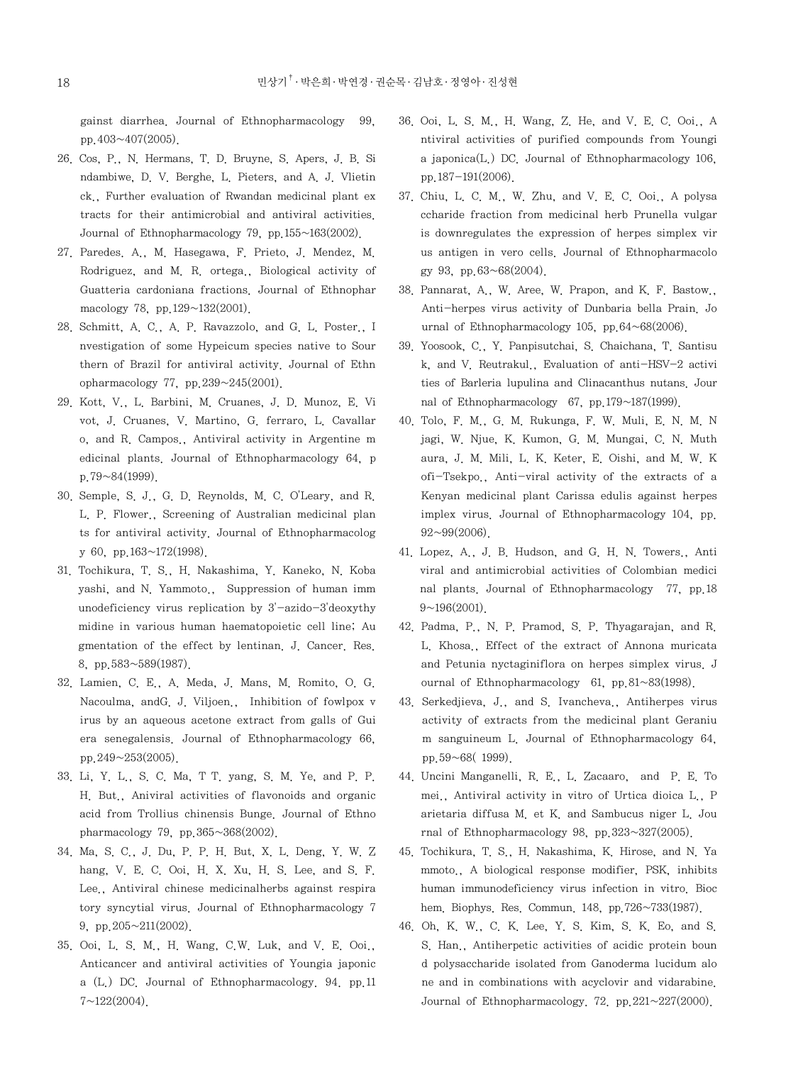gainst diarrhea. Journal of Ethnopharmacology 99, pp.403~407(2005).

26. Cos, P., N. Hermans, T. D. Bruyne, S. Apers, J. B. Sindambiwe, D. V. Berghe, L. Pieters, and A. J. Vlietinck., Further evaluation of Rwandan medicinal plant extracts for their antimicrobial and antiviral activities. Journal of Ethnopharmacology 79, pp.155~163(2002).
27. Paredes. A., M. Hasegawa, F. Prieto, J. Mendez, M. Rodriguez, and M. R. ortega., Biological activity of Guatteria cardoniana fractions. Journal of Ethnopharmacology 78, pp.129~132(2001).
28. Schmitt, A. C., A. P. Ravazzolo, and G. L. Poster., Investigation of some Hypeicum species native to Sourthern of Brazil for antiviral activity. Journal of Ethnopharmacology 77, pp.239~245(2001).
29. Kott, V., L. Barbini, M. Cruanes, J. D. Munoz, E. Vivot, J. Cruanes, V. Martino, G. ferraro, L. Cavallaro, and R. Campos., Antiviral activity in Argentine medicinal plants. Journal of Ethnopharmacology 64, pp.79~84(1999).
30. Semple, S. J., G. D. Reynolds, M. C. O'Leary, and R. L. P. Flower., Screening of Australian medicinal plants for antiviral activity. Journal of Ethnopharmacology 60, pp.163~172(1998).
31. Tochikura, T. S., H. Nakashima, Y. Kaneko, N. Kobayashi, and N. Yammoto., Suppression of human immunodeficiency virus replication by 3'-azido-3'deoxythymidine in various human haematopoietic cell line; Augmentation of the effect by lentinan. J. Cancer. Res. 8, pp.583~589(1987).
32. Lamien, C. E., A. Meda, J. Mans, M. Romito, O. G. Nacoulma, andG. J. Viljoen., Inhibition of fowlpox virus by an aqueous acetone extract from galls of Guiera senegalensis. Journal of Ethnopharmacology 66, pp.249~253(2005).
33. Li, Y. L., S. C. Ma, T T. yang, S. M. Ye, and P. P. H. But., Aniviral activities of flavonoids and organic acid from Trollius chinensis Bunge. Journal of Ethnopharmacology 79, pp.365~368(2002).
34. Ma, S. C., J. Du, P. P. H. But, X. L. Deng, Y. W. Zhang, V. E. C. Ooi, H. X. Xu, H. S. Lee, and S. F. Lee., Antiviral chinese medicinalherbs against respiratory syncytial virus. Journal of Ethnopharmacology 79, pp.205~211(2002).
35. Ooi, L. S. M., H. Wang, C.W. Luk, and V. E. Ooi., Anticancer and antiviral activities of Youngia japonica (L.) DC. Journal of Ethnopharmacology. 94. pp.117~122(2004).
36. Ooi, L. S. M., H. Wang, Z. He, and V. E. C. Ooi., Antiviral activities of purified compounds from Youngia japonica(L.) DC. Journal of Ethnopharmacology 106, pp.187-191(2006).
37. Chiu, L. C. M., W. Zhu, and V. E. C. Ooi., A polysaccharide fraction from medicinal herb Prunella vulgar is downregulates the expression of herpes simplex virus antigen in vero cells. Journal of Ethnopharmacology 93, pp.63~68(2004).
38. Pannarat, A., W. Aree, W. Prapon, and K. F. Bastow., Anti-herpes virus activity of Dunbaria bella Prain. Journal of Ethnopharmacology 105, pp.64~68(2006).
39. Yoosook, C., Y. Panpisutchai, S. Chaichana, T. Santisuk, and V. Reutrakul., Evaluation of anti-HSV-2 activities of Barleria lupulina and Clinacanthus nutans. Journal of Ethnopharmacology 67, pp.179~187(1999).
40. Tolo, F. M., G. M. Rukunga, F. W. Muli, E. N. M. Njagi, W. Njue, K. Kumon, G. M. Mungai, C. N. Muthaura, J. M. Mili, L. K. Keter, E. Oishi, and M. W. Kofi-Tsekpo., Anti-viral activity of the extracts of a Kenyan medicinal plant Carissa edulis against herpes implex virus. Journal of Ethnopharmacology 104, pp. 92~99(2006).
41. Lopez, A., J. B. Hudson, and G. H. N. Towers., Antiviral and antimicrobial activities of Colombian medicinal plants. Journal of Ethnopharmacology 77, pp.189~196(2001).
42. Padma, P., N. P. Pramod, S. P. Thyagarajan, and R. L. Khosa., Effect of the extract of Annona muricata and Petunia nyctaginiflora on herpes simplex virus. Journal of Ethnopharmacology 61, pp.81~83(1998).
43. Serkedjieva, J., and S. Ivancheva., Antiherpes virus activity of extracts from the medicinal plant Geranium sanguineum L. Journal of Ethnopharmacology 64, pp.59~68( 1999).
44. Uncini Manganelli, R. E., L. Zacaaro, and P. E. Tomei., Antiviral activity in vitro of Urtica dioica L., Parietaria diffusa M. et K. and Sambucus niger L. Journal of Ethnopharmacology 98, pp.323~327(2005).
45. Tochikura, T. S., H. Nakashima, K. Hirose, and N. Yammoto., A biological response modifier, PSK, inhibits human immunodeficiency virus infection in vitro. Biochem. Biophys. Res. Commun. 148, pp.726~733(1987).
46. Oh, K. W., C. K. Lee, Y. S. Kim, S. K. Eo, and S. S. Han., Antiherpetic activities of acidic protein bound polysaccharide isolated from Ganoderma lucidum alone and in combinations with acyclovir and vidarabine. Journal of Ethnopharmacology. 72. pp.221~227(2000).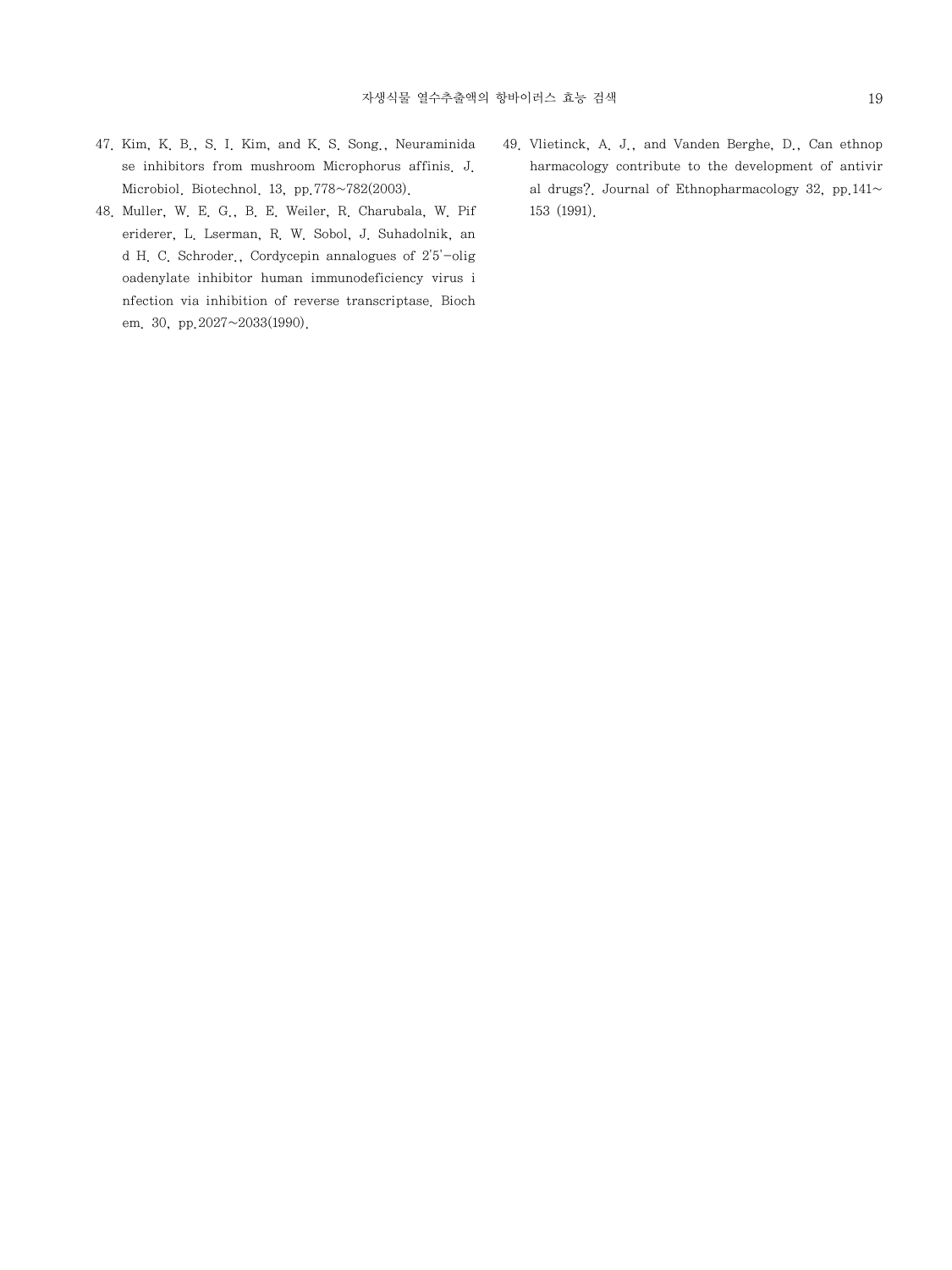47. Kim, K. B., S. I. Kim, and K. S. Song., Neuraminidase inhibitors from mushroom Microphorus affinis. J. Microbiol. Biotechnol. 13, pp.778~782(2003).
48. Muller, W. E. G., B. E. Weiler, R. Charubala, W. Pifeiderer, L. Lserman, R. W. Sobol, J. Suhadolnik, and H. C. Schroder., Cordycepin annalogues of 2'5'-oligoadenylate inhibitor human immunodeficiency virus infection via inhibition of reverse transcriptase. Biochem. 30, pp.2027~2033(1990).
49. Vlietinck, A. J., and Vanden Berghe, D., Can ethnopharmacology contribute to the development of antiviral drugs?. Journal of Ethnopharmacology 32, pp.141~153 (1991).